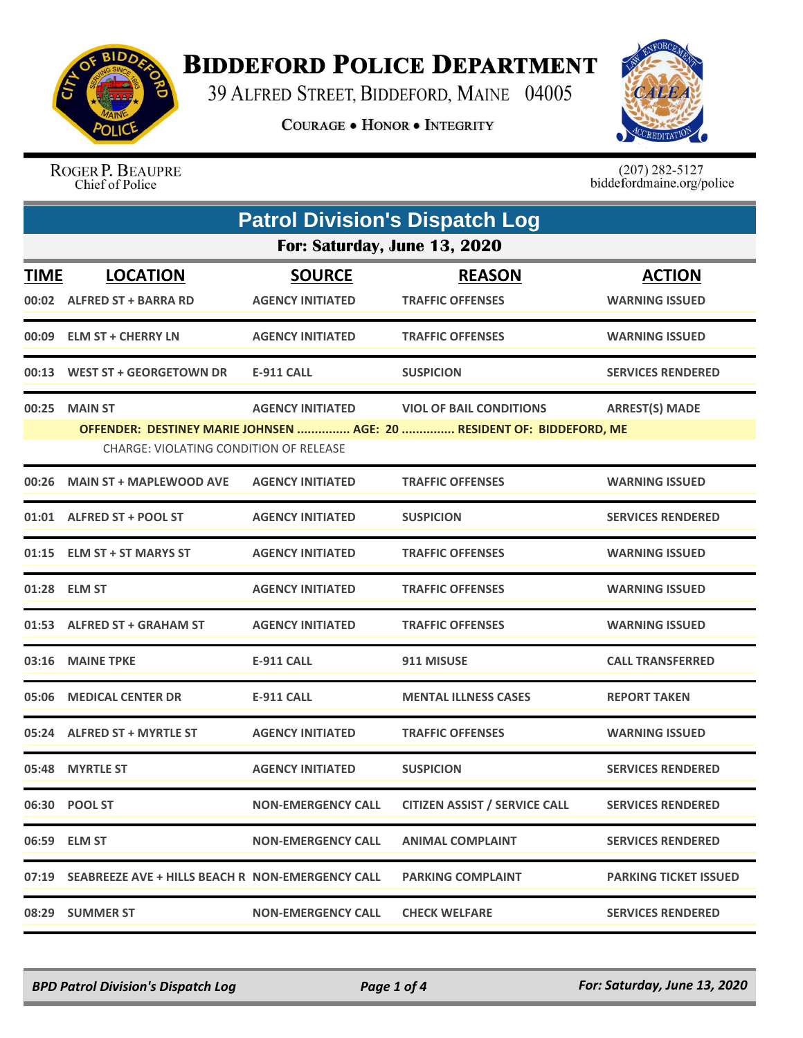# BIDDEFORD POLICE DEPARTMENT

39 ALFRED STREET, BIDDEFORD, MAINE 04005

**COURAGE • HONOR • INTEGRITY**

ROGER P. BEAUPRE
Chief of Police

(207) 282-5127
biddefordmaine.org/police

## Patrol Division's Dispatch Log

### For: Saturday, June 13, 2020

| TIME | LOCATION | SOURCE | REASON | ACTION |
|---|---|---|---|---|
| 00:02 | ALFRED ST + BARRA RD | AGENCY INITIATED | TRAFFIC OFFENSES | WARNING ISSUED |
| 00:09 | ELM ST + CHERRY LN | AGENCY INITIATED | TRAFFIC OFFENSES | WARNING ISSUED |
| 00:13 | WEST ST + GEORGETOWN DR | E-911 CALL | SUSPICION | SERVICES RENDERED |
| 00:25 | MAIN ST | AGENCY INITIATED | VIOL OF BAIL CONDITIONS | ARREST(S) MADE |
| | OFFENDER: DESTINEY MARIE JOHNSEN ............... AGE: 20 ............... RESIDENT OF: BIDDEFORD, ME | | | |
| | CHARGE: VIOLATING CONDITION OF RELEASE | | | |
| 00:26 | MAIN ST + MAPLEWOOD AVE | AGENCY INITIATED | TRAFFIC OFFENSES | WARNING ISSUED |
| 01:01 | ALFRED ST + POOL ST | AGENCY INITIATED | SUSPICION | SERVICES RENDERED |
| 01:15 | ELM ST + ST MARYS ST | AGENCY INITIATED | TRAFFIC OFFENSES | WARNING ISSUED |
| 01:28 | ELM ST | AGENCY INITIATED | TRAFFIC OFFENSES | WARNING ISSUED |
| 01:53 | ALFRED ST + GRAHAM ST | AGENCY INITIATED | TRAFFIC OFFENSES | WARNING ISSUED |
| 03:16 | MAINE TPKE | E-911 CALL | 911 MISUSE | CALL TRANSFERRED |
| 05:06 | MEDICAL CENTER DR | E-911 CALL | MENTAL ILLNESS CASES | REPORT TAKEN |
| 05:24 | ALFRED ST + MYRTLE ST | AGENCY INITIATED | TRAFFIC OFFENSES | WARNING ISSUED |
| 05:48 | MYRTLE ST | AGENCY INITIATED | SUSPICION | SERVICES RENDERED |
| 06:30 | POOL ST | NON-EMERGENCY CALL | CITIZEN ASSIST / SERVICE CALL | SERVICES RENDERED |
| 06:59 | ELM ST | NON-EMERGENCY CALL | ANIMAL COMPLAINT | SERVICES RENDERED |
| 07:19 | SEABREEZE AVE + HILLS BEACH R | NON-EMERGENCY CALL | PARKING COMPLAINT | PARKING TICKET ISSUED |
| 08:29 | SUMMER ST | NON-EMERGENCY CALL | CHECK WELFARE | SERVICES RENDERED |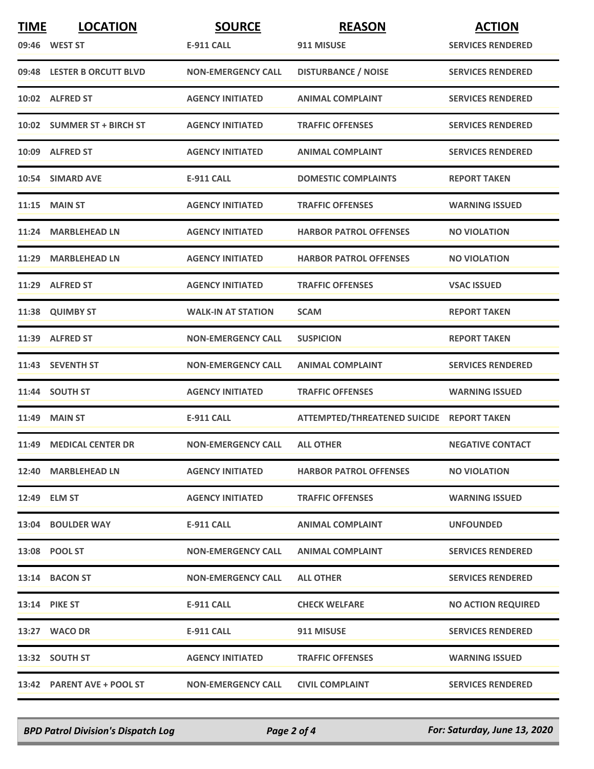| TIME | LOCATION | SOURCE | REASON | ACTION |
|---|---|---|---|---|
| 09:46 | WEST ST | E-911 CALL | 911 MISUSE | SERVICES RENDERED |
| 09:48 | LESTER B ORCUTT BLVD | NON-EMERGENCY CALL | DISTURBANCE / NOISE | SERVICES RENDERED |
| 10:02 | ALFRED ST | AGENCY INITIATED | ANIMAL COMPLAINT | SERVICES RENDERED |
| 10:02 | SUMMER ST + BIRCH ST | AGENCY INITIATED | TRAFFIC OFFENSES | SERVICES RENDERED |
| 10:09 | ALFRED ST | AGENCY INITIATED | ANIMAL COMPLAINT | SERVICES RENDERED |
| 10:54 | SIMARD AVE | E-911 CALL | DOMESTIC COMPLAINTS | REPORT TAKEN |
| 11:15 | MAIN ST | AGENCY INITIATED | TRAFFIC OFFENSES | WARNING ISSUED |
| 11:24 | MARBLEHEAD LN | AGENCY INITIATED | HARBOR PATROL OFFENSES | NO VIOLATION |
| 11:29 | MARBLEHEAD LN | AGENCY INITIATED | HARBOR PATROL OFFENSES | NO VIOLATION |
| 11:29 | ALFRED ST | AGENCY INITIATED | TRAFFIC OFFENSES | VSAC ISSUED |
| 11:38 | QUIMBY ST | WALK-IN AT STATION | SCAM | REPORT TAKEN |
| 11:39 | ALFRED ST | NON-EMERGENCY CALL | SUSPICION | REPORT TAKEN |
| 11:43 | SEVENTH ST | NON-EMERGENCY CALL | ANIMAL COMPLAINT | SERVICES RENDERED |
| 11:44 | SOUTH ST | AGENCY INITIATED | TRAFFIC OFFENSES | WARNING ISSUED |
| 11:49 | MAIN ST | E-911 CALL | ATTEMPTED/THREATENED SUICIDE | REPORT TAKEN |
| 11:49 | MEDICAL CENTER DR | NON-EMERGENCY CALL | ALL OTHER | NEGATIVE CONTACT |
| 12:40 | MARBLEHEAD LN | AGENCY INITIATED | HARBOR PATROL OFFENSES | NO VIOLATION |
| 12:49 | ELM ST | AGENCY INITIATED | TRAFFIC OFFENSES | WARNING ISSUED |
| 13:04 | BOULDER WAY | E-911 CALL | ANIMAL COMPLAINT | UNFOUNDED |
| 13:08 | POOL ST | NON-EMERGENCY CALL | ANIMAL COMPLAINT | SERVICES RENDERED |
| 13:14 | BACON ST | NON-EMERGENCY CALL | ALL OTHER | SERVICES RENDERED |
| 13:14 | PIKE ST | E-911 CALL | CHECK WELFARE | NO ACTION REQUIRED |
| 13:27 | WACO DR | E-911 CALL | 911 MISUSE | SERVICES RENDERED |
| 13:32 | SOUTH ST | AGENCY INITIATED | TRAFFIC OFFENSES | WARNING ISSUED |
| 13:42 | PARENT AVE + POOL ST | NON-EMERGENCY CALL | CIVIL COMPLAINT | SERVICES RENDERED |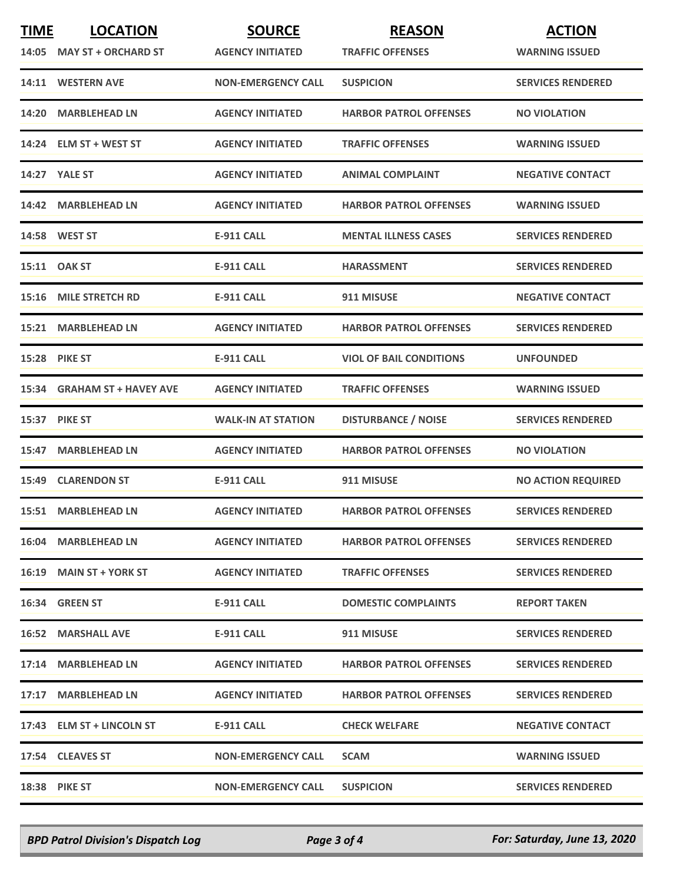| TIME | LOCATION | SOURCE | REASON | ACTION |
|---|---|---|---|---|
| 14:05 | MAY ST + ORCHARD ST | AGENCY INITIATED | TRAFFIC OFFENSES | WARNING ISSUED |
| 14:11 | WESTERN AVE | NON-EMERGENCY CALL | SUSPICION | SERVICES RENDERED |
| 14:20 | MARBLEHEAD LN | AGENCY INITIATED | HARBOR PATROL OFFENSES | NO VIOLATION |
| 14:24 | ELM ST + WEST ST | AGENCY INITIATED | TRAFFIC OFFENSES | WARNING ISSUED |
| 14:27 | YALE ST | AGENCY INITIATED | ANIMAL COMPLAINT | NEGATIVE CONTACT |
| 14:42 | MARBLEHEAD LN | AGENCY INITIATED | HARBOR PATROL OFFENSES | WARNING ISSUED |
| 14:58 | WEST ST | E-911 CALL | MENTAL ILLNESS CASES | SERVICES RENDERED |
| 15:11 | OAK ST | E-911 CALL | HARASSMENT | SERVICES RENDERED |
| 15:16 | MILE STRETCH RD | E-911 CALL | 911 MISUSE | NEGATIVE CONTACT |
| 15:21 | MARBLEHEAD LN | AGENCY INITIATED | HARBOR PATROL OFFENSES | SERVICES RENDERED |
| 15:28 | PIKE ST | E-911 CALL | VIOL OF BAIL CONDITIONS | UNFOUNDED |
| 15:34 | GRAHAM ST + HAVEY AVE | AGENCY INITIATED | TRAFFIC OFFENSES | WARNING ISSUED |
| 15:37 | PIKE ST | WALK-IN AT STATION | DISTURBANCE / NOISE | SERVICES RENDERED |
| 15:47 | MARBLEHEAD LN | AGENCY INITIATED | HARBOR PATROL OFFENSES | NO VIOLATION |
| 15:49 | CLARENDON ST | E-911 CALL | 911 MISUSE | NO ACTION REQUIRED |
| 15:51 | MARBLEHEAD LN | AGENCY INITIATED | HARBOR PATROL OFFENSES | SERVICES RENDERED |
| 16:04 | MARBLEHEAD LN | AGENCY INITIATED | HARBOR PATROL OFFENSES | SERVICES RENDERED |
| 16:19 | MAIN ST + YORK ST | AGENCY INITIATED | TRAFFIC OFFENSES | SERVICES RENDERED |
| 16:34 | GREEN ST | E-911 CALL | DOMESTIC COMPLAINTS | REPORT TAKEN |
| 16:52 | MARSHALL AVE | E-911 CALL | 911 MISUSE | SERVICES RENDERED |
| 17:14 | MARBLEHEAD LN | AGENCY INITIATED | HARBOR PATROL OFFENSES | SERVICES RENDERED |
| 17:17 | MARBLEHEAD LN | AGENCY INITIATED | HARBOR PATROL OFFENSES | SERVICES RENDERED |
| 17:43 | ELM ST + LINCOLN ST | E-911 CALL | CHECK WELFARE | NEGATIVE CONTACT |
| 17:54 | CLEAVES ST | NON-EMERGENCY CALL | SCAM | WARNING ISSUED |
| 18:38 | PIKE ST | NON-EMERGENCY CALL | SUSPICION | SERVICES RENDERED |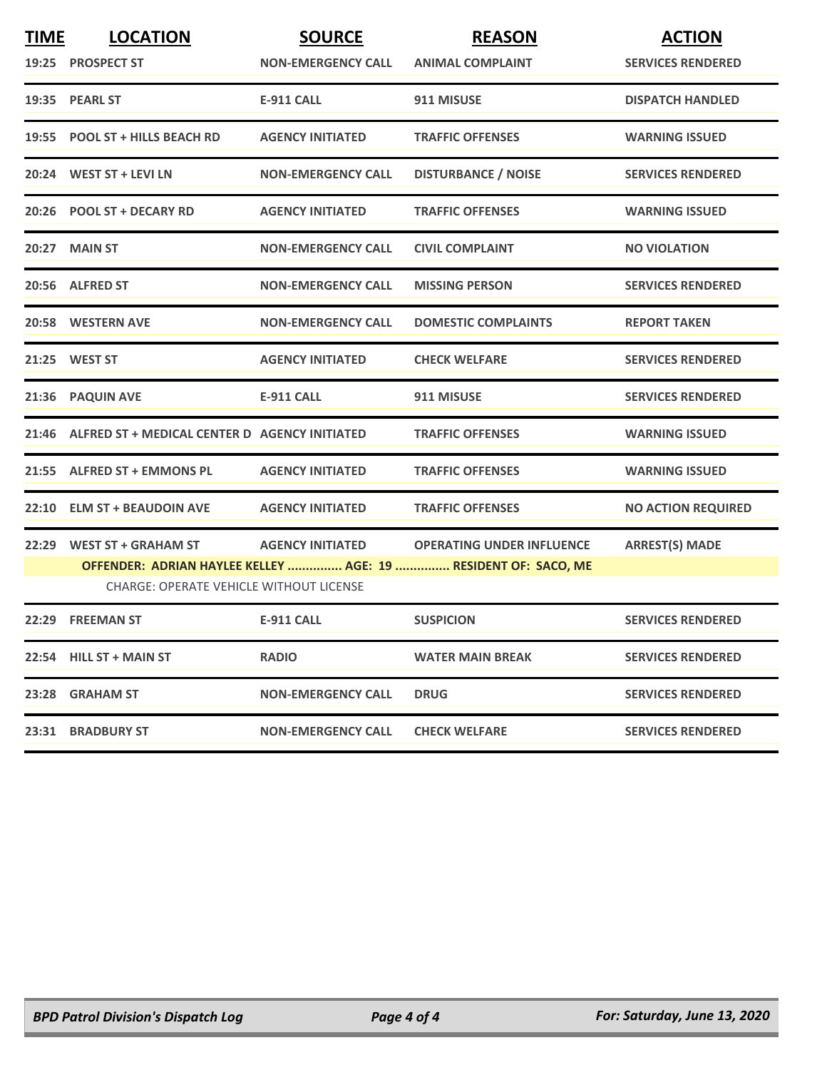| TIME | LOCATION | SOURCE | REASON | ACTION |
|---|---|---|---|---|
| 19:25 | PROSPECT ST | NON-EMERGENCY CALL | ANIMAL COMPLAINT | SERVICES RENDERED |
| 19:35 | PEARL ST | E-911 CALL | 911 MISUSE | DISPATCH HANDLED |
| 19:55 | POOL ST + HILLS BEACH RD | AGENCY INITIATED | TRAFFIC OFFENSES | WARNING ISSUED |
| 20:24 | WEST ST + LEVI LN | NON-EMERGENCY CALL | DISTURBANCE / NOISE | SERVICES RENDERED |
| 20:26 | POOL ST + DECARY RD | AGENCY INITIATED | TRAFFIC OFFENSES | WARNING ISSUED |
| 20:27 | MAIN ST | NON-EMERGENCY CALL | CIVIL COMPLAINT | NO VIOLATION |
| 20:56 | ALFRED ST | NON-EMERGENCY CALL | MISSING PERSON | SERVICES RENDERED |
| 20:58 | WESTERN AVE | NON-EMERGENCY CALL | DOMESTIC COMPLAINTS | REPORT TAKEN |
| 21:25 | WEST ST | AGENCY INITIATED | CHECK WELFARE | SERVICES RENDERED |
| 21:36 | PAQUIN AVE | E-911 CALL | 911 MISUSE | SERVICES RENDERED |
| 21:46 | ALFRED ST + MEDICAL CENTER D | AGENCY INITIATED | TRAFFIC OFFENSES | WARNING ISSUED |
| 21:55 | ALFRED ST + EMMONS PL | AGENCY INITIATED | TRAFFIC OFFENSES | WARNING ISSUED |
| 22:10 | ELM ST + BEAUDOIN AVE | AGENCY INITIATED | TRAFFIC OFFENSES | NO ACTION REQUIRED |
| 22:29 | WEST ST + GRAHAM ST | AGENCY INITIATED | OPERATING UNDER INFLUENCE | ARREST(S) MADE |
| | OFFENDER: ADRIAN HAYLEE KELLEY ............... AGE: 19 ............... RESIDENT OF: SACO, ME | | | |
| | CHARGE: OPERATE VEHICLE WITHOUT LICENSE | | | |
| 22:29 | FREEMAN ST | E-911 CALL | SUSPICION | SERVICES RENDERED |
| 22:54 | HILL ST + MAIN ST | RADIO | WATER MAIN BREAK | SERVICES RENDERED |
| 23:28 | GRAHAM ST | NON-EMERGENCY CALL | DRUG | SERVICES RENDERED |
| 23:31 | BRADBURY ST | NON-EMERGENCY CALL | CHECK WELFARE | SERVICES RENDERED |

*BPD Patrol Division's Dispatch Log* | *For: Saturday, June 13, 2020*